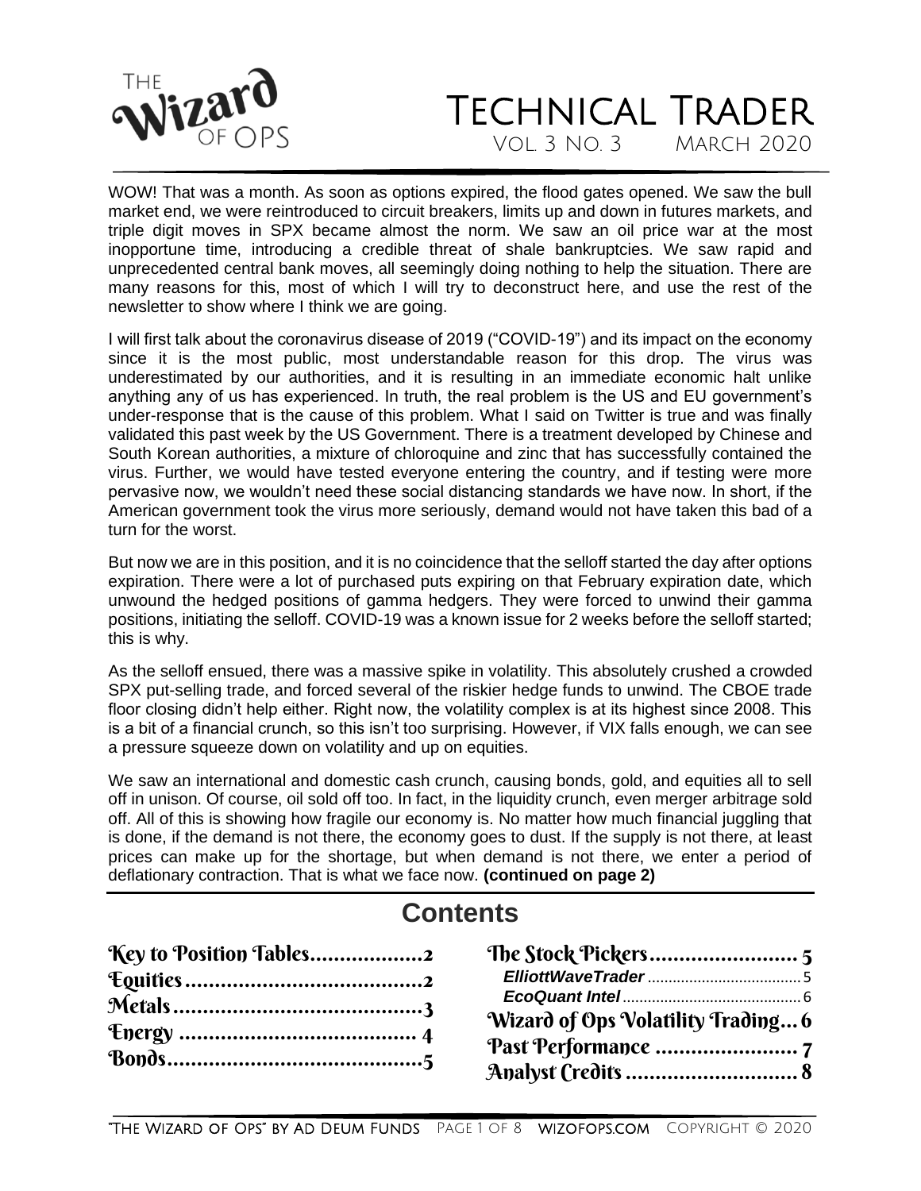# THE Wizard OF OPS

# TECHNICAL TRADER

VOL. 3 NO. 3 MARCH 2020

WOW! That was a month. As soon as options expired, the flood gates opened. We saw the bull market end, we were reintroduced to circuit breakers, limits up and down in futures markets, and triple digit moves in SPX became almost the norm. We saw an oil price war at the most inopportune time, introducing a credible threat of shale bankruptcies. We saw rapid and unprecedented central bank moves, all seemingly doing nothing to help the situation. There are many reasons for this, most of which I will try to deconstruct here, and use the rest of the newsletter to show where I think we are going.

I will first talk about the coronavirus disease of 2019 ("COVID-19") and its impact on the economy since it is the most public, most understandable reason for this drop. The virus was underestimated by our authorities, and it is resulting in an immediate economic halt unlike anything any of us has experienced. In truth, the real problem is the US and EU government's under-response that is the cause of this problem. What I said on Twitter is true and was finally validated this past week by the US Government. There is a treatment developed by Chinese and South Korean authorities, a mixture of chloroquine and zinc that has successfully contained the virus. Further, we would have tested everyone entering the country, and if testing were more pervasive now, we wouldn't need these social distancing standards we have now. In short, if the American government took the virus more seriously, demand would not have taken this bad of a turn for the worst.

But now we are in this position, and it is no coincidence that the selloff started the day after options expiration. There were a lot of purchased puts expiring on that February expiration date, which unwound the hedged positions of gamma hedgers. They were forced to unwind their gamma positions, initiating the selloff. COVID-19 was a known issue for 2 weeks before the selloff started; this is why.

As the selloff ensued, there was a massive spike in volatility. This absolutely crushed a crowded SPX put-selling trade, and forced several of the riskier hedge funds to unwind. The CBOE trade floor closing didn't help either. Right now, the volatility complex is at its highest since 2008. This is a bit of a financial crunch, so this isn't too surprising. However, if VIX falls enough, we can see a pressure squeeze down on volatility and up on equities.

We saw an international and domestic cash crunch, causing bonds, gold, and equities all to sell off in unison. Of course, oil sold off too. In fact, in the liquidity crunch, even merger arbitrage sold off. All of this is showing how fragile our economy is. No matter how much financial juggling that is done, if the demand is not there, the economy goes to dust. If the supply is not there, at least prices can make up for the shortage, but when demand is not there, we enter a period of deflationary contraction. That is what we face now. **(continued on page 2)**

## Contents

- Key to Position Tables .................. 2
- Equities .................. 2
- Metals .................. 3
- Energy .................. 4
- Bonds .................. 5
- The Stock Pickers .................. 5
  - *ElliottWaveTrader* .................. 5
  - *EcoQuant Intel* .................. 6
- Wizard of Ops Volatility Trading .................. 6
- Past Performance .................. 7
- Analyst Credits .................. 8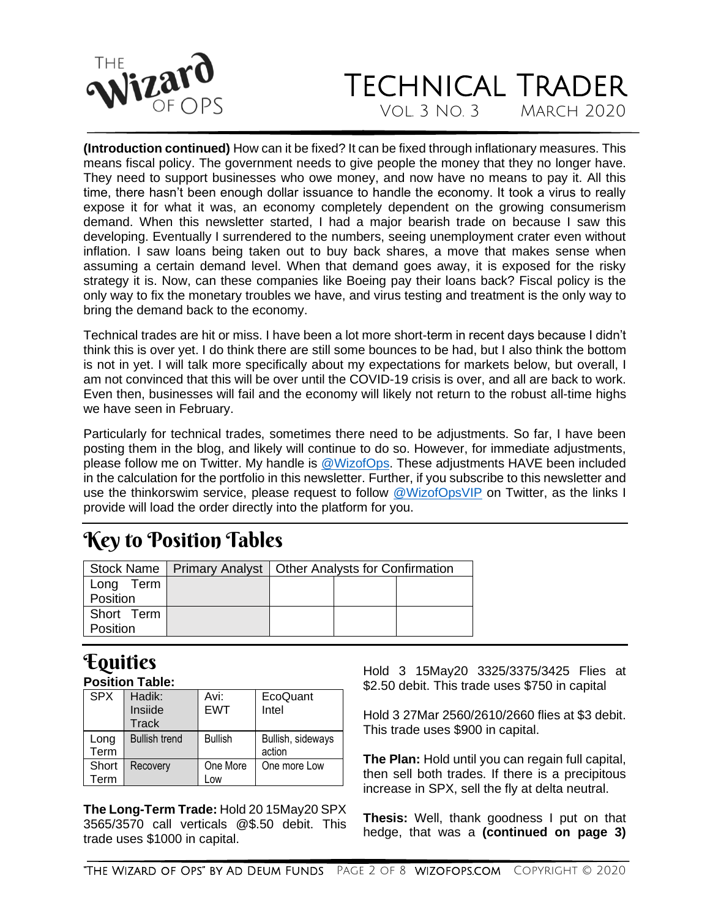**(Introduction continued)** How can it be fixed? It can be fixed through inflationary measures. This means fiscal policy. The government needs to give people the money that they no longer have. They need to support businesses who owe money, and now have no means to pay it. All this time, there hasn't been enough dollar issuance to handle the economy. It took a virus to really expose it for what it was, an economy completely dependent on the growing consumerism demand. When this newsletter started, I had a major bearish trade on because I saw this developing. Eventually I surrendered to the numbers, seeing unemployment crater even without inflation. I saw loans being taken out to buy back shares, a move that makes sense when assuming a certain demand level. When that demand goes away, it is exposed for the risky strategy it is. Now, can these companies like Boeing pay their loans back? Fiscal policy is the only way to fix the monetary troubles we have, and virus testing and treatment is the only way to bring the demand back to the economy.

Technical trades are hit or miss. I have been a lot more short-term in recent days because I didn't think this is over yet. I do think there are still some bounces to be had, but I also think the bottom is not in yet. I will talk more specifically about my expectations for markets below, but overall, I am not convinced that this will be over until the COVID-19 crisis is over, and all are back to work. Even then, businesses will fail and the economy will likely not return to the robust all-time highs we have seen in February.

Particularly for technical trades, sometimes there need to be adjustments. So far, I have been posting them in the blog, and likely will continue to do so. However, for immediate adjustments, please follow me on Twitter. My handle is @WizofOps. These adjustments HAVE been included in the calculation for the portfolio in this newsletter. Further, if you subscribe to this newsletter and use the thinkorswim service, please request to follow @WizofOpsVIP on Twitter, as the links I provide will load the order directly into the platform for you.

## Key to Position Tables

| Stock Name | Primary Analyst | Other Analysts for Confirmation | | |
|---|---|---|---|---|
| Long Term Position | | | | |
| Short Term Position | | | | |

## Equities

**Position Table:**

| SPX | Hadik: Insiide Track | Avi: EWT | EcoQuant Intel |
|---|---|---|---|
| Long Term | Bullish trend | Bullish | Bullish, sideways action |
| Short Term | Recovery | One More Low | One more Low |

**The Long-Term Trade:** Hold 20 15May20 SPX 3565/3570 call verticals @$.50 debit. This trade uses $1000 in capital.

Hold 3 15May20 3325/3375/3425 Flies at $2.50 debit. This trade uses $750 in capital

Hold 3 27Mar 2560/2610/2660 flies at $3 debit. This trade uses $900 in capital.

**The Plan:** Hold until you can regain full capital, then sell both trades. If there is a precipitous increase in SPX, sell the fly at delta neutral.

**Thesis:** Well, thank goodness I put on that hedge, that was a **(continued on page 3)**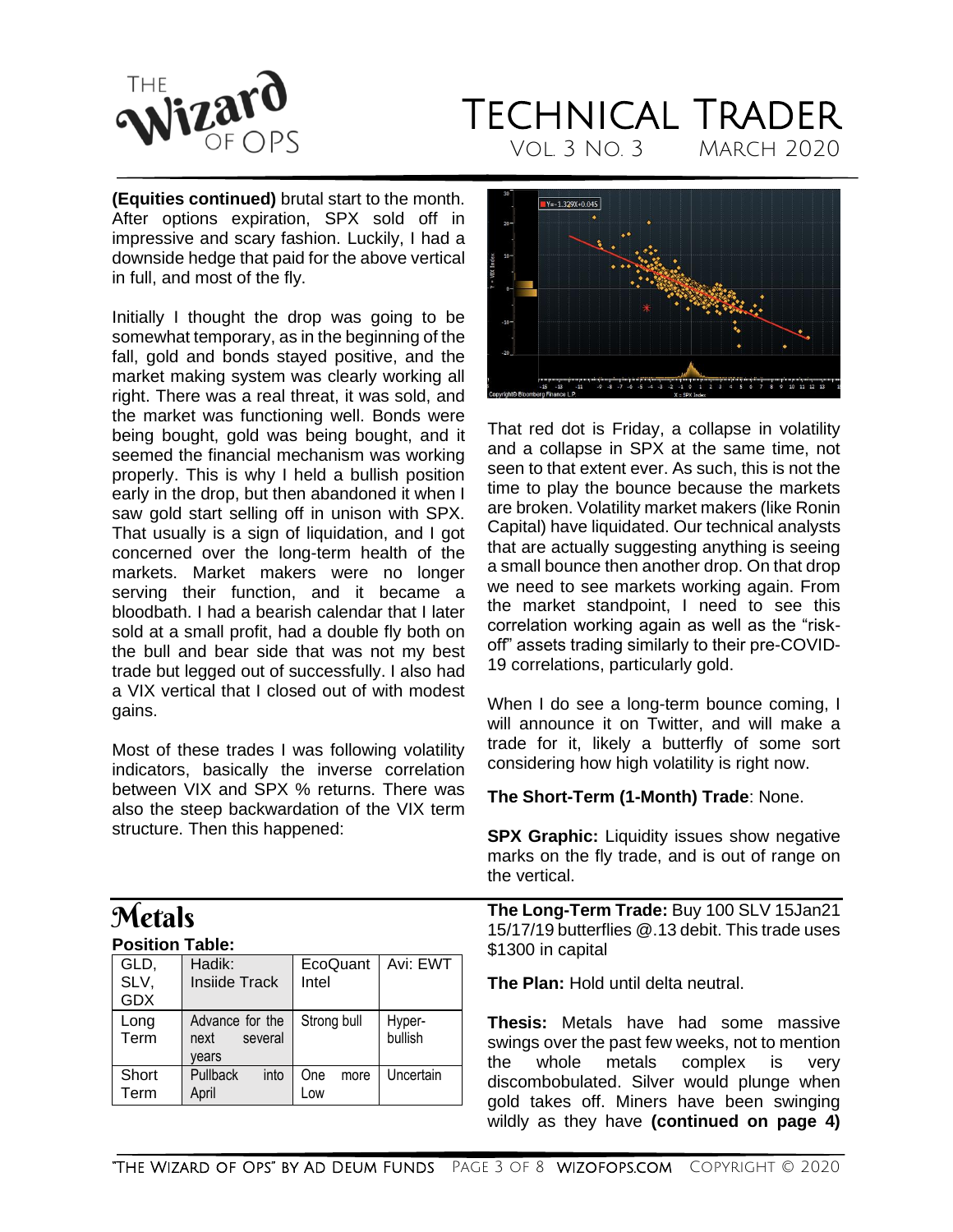**(Equities continued)** brutal start to the month. After options expiration, SPX sold off in impressive and scary fashion. Luckily, I had a downside hedge that paid for the above vertical in full, and most of the fly.

Initially I thought the drop was going to be somewhat temporary, as in the beginning of the fall, gold and bonds stayed positive, and the market making system was clearly working all right. There was a real threat, it was sold, and the market was functioning well. Bonds were being bought, gold was being bought, and it seemed the financial mechanism was working properly. This is why I held a bullish position early in the drop, but then abandoned it when I saw gold start selling off in unison with SPX. That usually is a sign of liquidation, and I got concerned over the long-term health of the markets. Market makers were no longer serving their function, and it became a bloodbath. I had a bearish calendar that I later sold at a small profit, had a double fly both on the bull and bear side that was not my best trade but legged out of successfully. I also had a VIX vertical that I closed out of with modest gains.

Most of these trades I was following volatility indicators, basically the inverse correlation between VIX and SPX % returns. There was also the steep backwardation of the VIX term structure. Then this happened:

That red dot is Friday, a collapse in volatility and a collapse in SPX at the same time, not seen to that extent ever. As such, this is not the time to play the bounce because the markets are broken. Volatility market makers (like Ronin Capital) have liquidated. Our technical analysts that are actually suggesting anything is seeing a small bounce then another drop. On that drop we need to see markets working again. From the market standpoint, I need to see this correlation working again as well as the "risk-off" assets trading similarly to their pre-COVID-19 correlations, particularly gold.

When I do see a long-term bounce coming, I will announce it on Twitter, and will make a trade for it, likely a butterfly of some sort considering how high volatility is right now.

**The Short-Term (1-Month) Trade**: None.

**SPX Graphic:** Liquidity issues show negative marks on the fly trade, and is out of range on the vertical.

# Metals

**Position Table:**

| GLD, SLV, GDX | Hadik: Insiide Track | EcoQuant Intel | Avi: EWT |
|---|---|---|---|
| Long Term | Advance for the next several years | Strong bull | Hyper-bullish |
| Short Term | Pullback into April | One more Low | Uncertain |

**The Long-Term Trade:** Buy 100 SLV 15Jan21 15/17/19 butterflies @.13 debit. This trade uses $1300 in capital

**The Plan:** Hold until delta neutral.

**Thesis:** Metals have had some massive swings over the past few weeks, not to mention the whole metals complex is very discombobulated. Silver would plunge when gold takes off. Miners have been swinging wildly as they have **(continued on page 4)**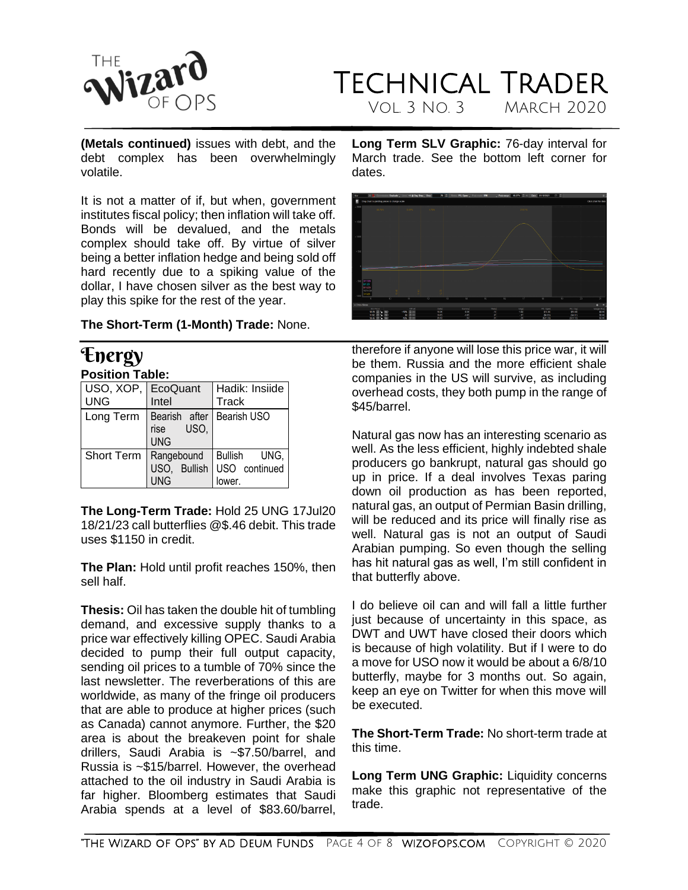**(Metals continued)** issues with debt, and the debt complex has been overwhelmingly volatile.

It is not a matter of if, but when, government institutes fiscal policy; then inflation will take off. Bonds will be devalued, and the metals complex should take off. By virtue of silver being a better inflation hedge and being sold off hard recently due to a spiking value of the dollar, I have chosen silver as the best way to play this spike for the rest of the year.

**The Short-Term (1-Month) Trade:** None.

**Long Term SLV Graphic:** 76-day interval for March trade. See the bottom left corner for dates.

# Energy

**Position Table:**

| USO, XOP, UNG | EcoQuant Intel | Hadik: Insiide Track |
|---|---|---|
| Long Term | Bearish after rise USO, UNG | Bearish USO |
| Short Term | Rangebound USO, Bullish UNG | Bullish UNG, USO continued lower. |

**The Long-Term Trade:** Hold 25 UNG 17Jul20 18/21/23 call butterflies @$.46 debit. This trade uses $1150 in credit.

**The Plan:** Hold until profit reaches 150%, then sell half.

**Thesis:** Oil has taken the double hit of tumbling demand, and excessive supply thanks to a price war effectively killing OPEC. Saudi Arabia decided to pump their full output capacity, sending oil prices to a tumble of 70% since the last newsletter. The reverberations of this are worldwide, as many of the fringe oil producers that are able to produce at higher prices (such as Canada) cannot anymore. Further, the $20 area is about the breakeven point for shale drillers, Saudi Arabia is ~$7.50/barrel, and Russia is ~$15/barrel. However, the overhead attached to the oil industry in Saudi Arabia is far higher. Bloomberg estimates that Saudi Arabia spends at a level of $83.60/barrel, therefore if anyone will lose this price war, it will be them. Russia and the more efficient shale companies in the US will survive, as including overhead costs, they both pump in the range of $45/barrel.

Natural gas now has an interesting scenario as well. As the less efficient, highly indebted shale producers go bankrupt, natural gas should go up in price. If a deal involves Texas paring down oil production as has been reported, natural gas, an output of Permian Basin drilling, will be reduced and its price will finally rise as well. Natural gas is not an output of Saudi Arabian pumping. So even though the selling has hit natural gas as well, I'm still confident in that butterfly above.

I do believe oil can and will fall a little further just because of uncertainty in this space, as DWT and UWT have closed their doors which is because of high volatility. But if I were to do a move for USO now it would be about a 6/8/10 butterfly, maybe for 3 months out. So again, keep an eye on Twitter for when this move will be executed.

**The Short-Term Trade:** No short-term trade at this time.

**Long Term UNG Graphic:** Liquidity concerns make this graphic not representative of the trade.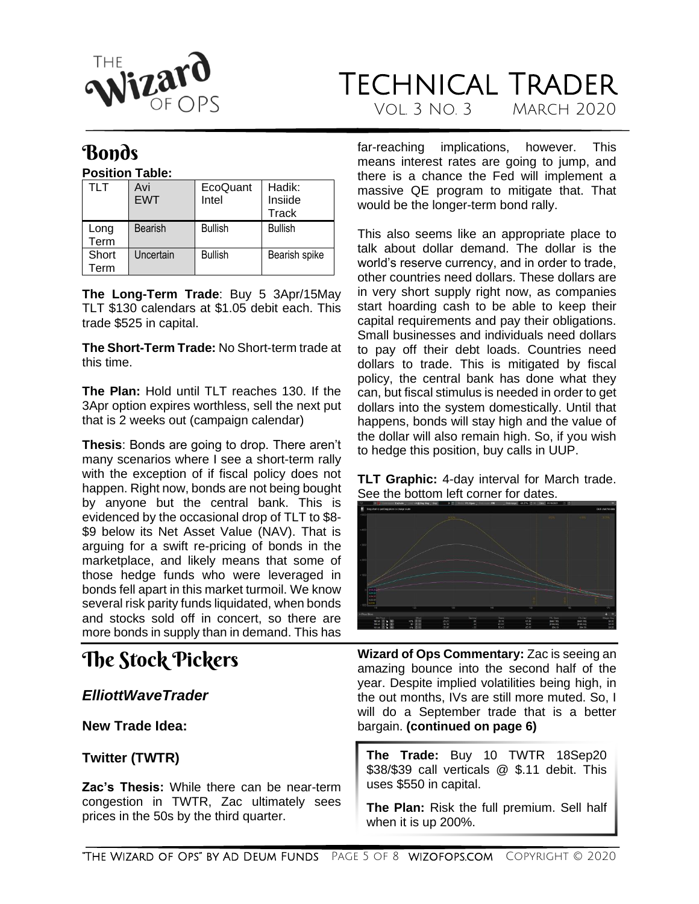## Bonds

**Position Table:**

| TLT | Avi EWT | EcoQuant Intel | Hadik: Insiide Track |
|---|---|---|---|
| Long Term | Bearish | Bullish | Bullish |
| Short Term | Uncertain | Bullish | Bearish spike |

**The Long-Term Trade**: Buy 5 3Apr/15May TLT $130 calendars at $1.05 debit each. This trade $525 in capital.

**The Short-Term Trade:** No Short-term trade at this time.

**The Plan:** Hold until TLT reaches 130. If the 3Apr option expires worthless, sell the next put that is 2 weeks out (campaign calendar)

**Thesis**: Bonds are going to drop. There aren't many scenarios where I see a short-term rally with the exception of if fiscal policy does not happen. Right now, bonds are not being bought by anyone but the central bank. This is evidenced by the occasional drop of TLT to $8-$9 below its Net Asset Value (NAV). That is arguing for a swift re-pricing of bonds in the marketplace, and likely means that some of those hedge funds who were leveraged in bonds fell apart in this market turmoil. We know several risk parity funds liquidated, when bonds and stocks sold off in concert, so there are more bonds in supply than in demand. This has far-reaching implications, however. This means interest rates are going to jump, and there is a chance the Fed will implement a massive QE program to mitigate that. That would be the longer-term bond rally.

This also seems like an appropriate place to talk about dollar demand. The dollar is the world's reserve currency, and in order to trade, other countries need dollars. These dollars are in very short supply right now, as companies start hoarding cash to be able to keep their capital requirements and pay their obligations. Small businesses and individuals need dollars to pay off their debt loads. Countries need dollars to trade. This is mitigated by fiscal policy, the central bank has done what they can, but fiscal stimulus is needed in order to get dollars into the system domestically. Until that happens, bonds will stay high and the value of the dollar will also remain high. So, if you wish to hedge this position, buy calls in UUP.

**TLT Graphic:** 4-day interval for March trade. See the bottom left corner for dates.

## The Stock Pickers

### *ElliottWaveTrader*

**New Trade Idea:**

**Twitter (TWTR)**

**Zac's Thesis:** While there can be near-term congestion in TWTR, Zac ultimately sees prices in the 50s by the third quarter.

**Wizard of Ops Commentary:** Zac is seeing an amazing bounce into the second half of the year. Despite implied volatilities being high, in the out months, IVs are still more muted. So, I will do a September trade that is a better bargain. **(continued on page 6)**

**The Trade:** Buy 10 TWTR 18Sep20 $38/$39 call verticals @ $.11 debit. This uses $550 in capital.

**The Plan:** Risk the full premium. Sell half when it is up 200%.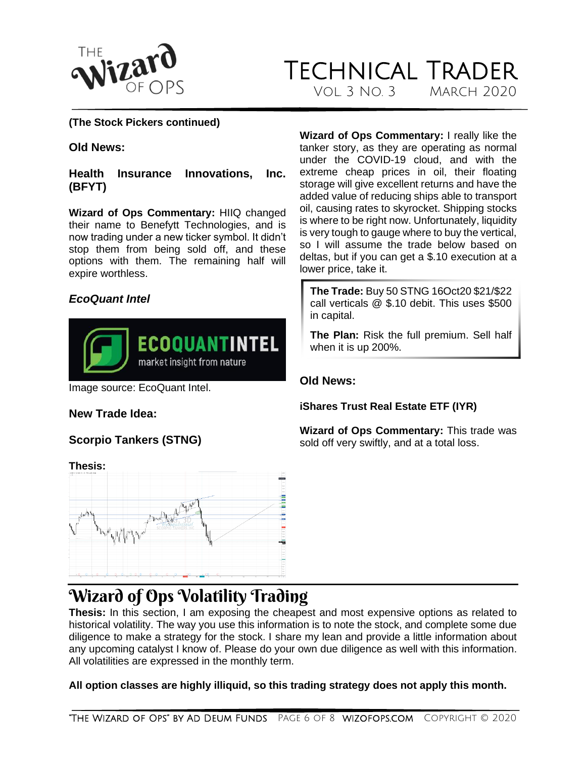**(The Stock Pickers continued)**

**Old News:**

**Health Insurance Innovations, Inc. (BFYT)**

**Wizard of Ops Commentary:** HIIQ changed their name to Benefytt Technologies, and is now trading under a new ticker symbol. It didn't stop them from being sold off, and these options with them. The remaining half will expire worthless.

***EcoQuant Intel***

Image source: EcoQuant Intel.

**New Trade Idea:**

**Scorpio Tankers (STNG)**

**Thesis:**

**Wizard of Ops Commentary:** I really like the tanker story, as they are operating as normal under the COVID-19 cloud, and with the extreme cheap prices in oil, their floating storage will give excellent returns and have the added value of reducing ships able to transport oil, causing rates to skyrocket. Shipping stocks is where to be right now. Unfortunately, liquidity is very tough to gauge where to buy the vertical, so I will assume the trade below based on deltas, but if you can get a $.10 execution at a lower price, take it.

**The Trade:** Buy 50 STNG 16Oct20 $21/$22 call verticals @ $.10 debit. This uses $500 in capital.

**The Plan:** Risk the full premium. Sell half when it is up 200%.

**Old News:**

**iShares Trust Real Estate ETF (IYR)**

**Wizard of Ops Commentary:** This trade was sold off very swiftly, and at a total loss.

# Wizard of Ops Volatility Trading

**Thesis:** In this section, I am exposing the cheapest and most expensive options as related to historical volatility. The way you use this information is to note the stock, and complete some due diligence to make a strategy for the stock. I share my lean and provide a little information about any upcoming catalyst I know of. Please do your own due diligence as well with this information. All volatilities are expressed in the monthly term.

**All option classes are highly illiquid, so this trading strategy does not apply this month.**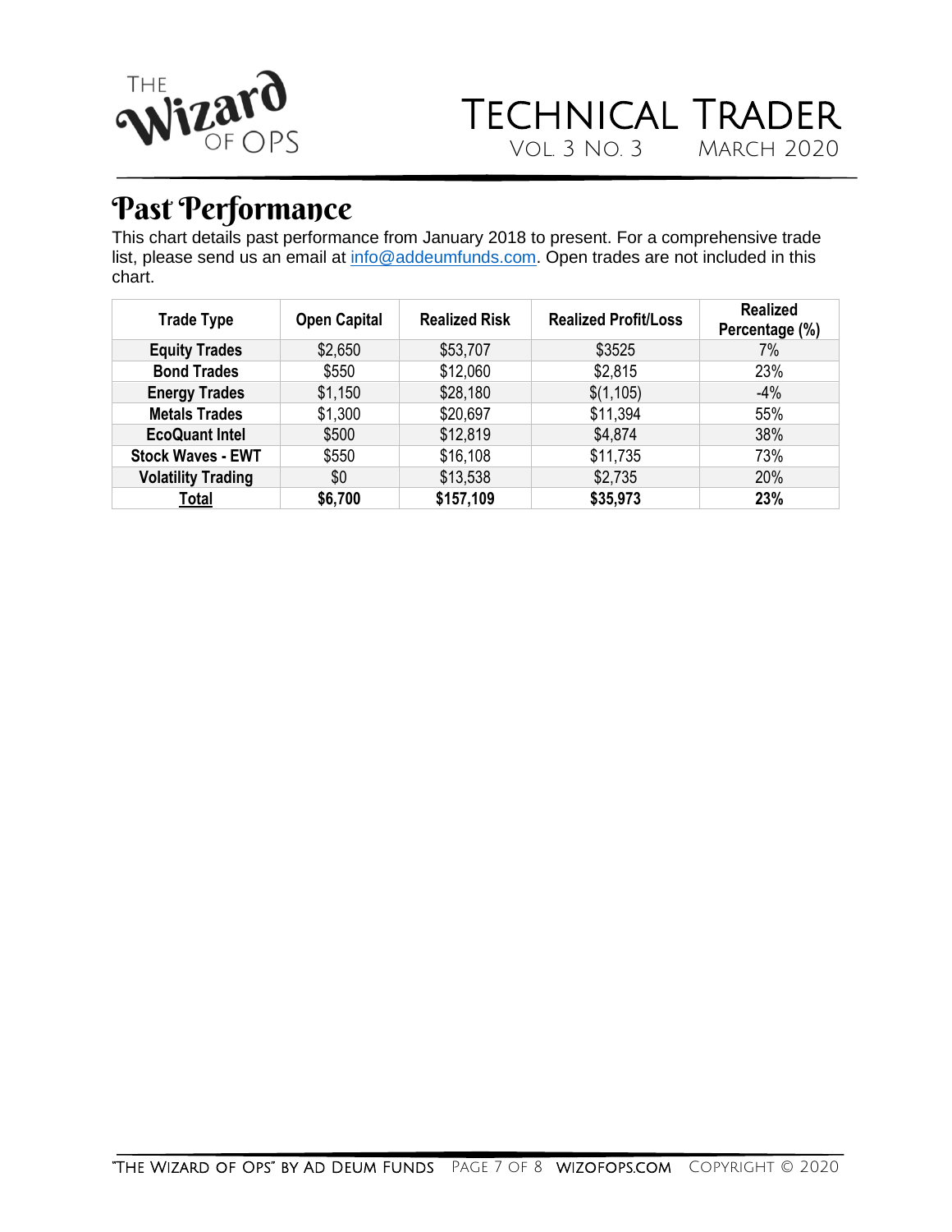# Past Performance

This chart details past performance from January 2018 to present. For a comprehensive trade list, please send us an email at info@addeumfunds.com. Open trades are not included in this chart.

| Trade Type | Open Capital | Realized Risk | Realized Profit/Loss | Realized Percentage (%) |
|---|---|---|---|---|
| **Equity Trades** | $2,650 | $53,707 | $3525 | 7% |
| **Bond Trades** | $550 | $12,060 | $2,815 | 23% |
| **Energy Trades** | $1,150 | $28,180 | $(1,105) | -4% |
| **Metals Trades** | $1,300 | $20,697 | $11,394 | 55% |
| **EcoQuant Intel** | $500 | $12,819 | $4,874 | 38% |
| **Stock Waves - EWT** | $550 | $16,108 | $11,735 | 73% |
| **Volatility Trading** | $0 | $13,538 | $2,735 | 20% |
| **Total** | **$6,700** | **$157,109** | **$35,973** | **23%** |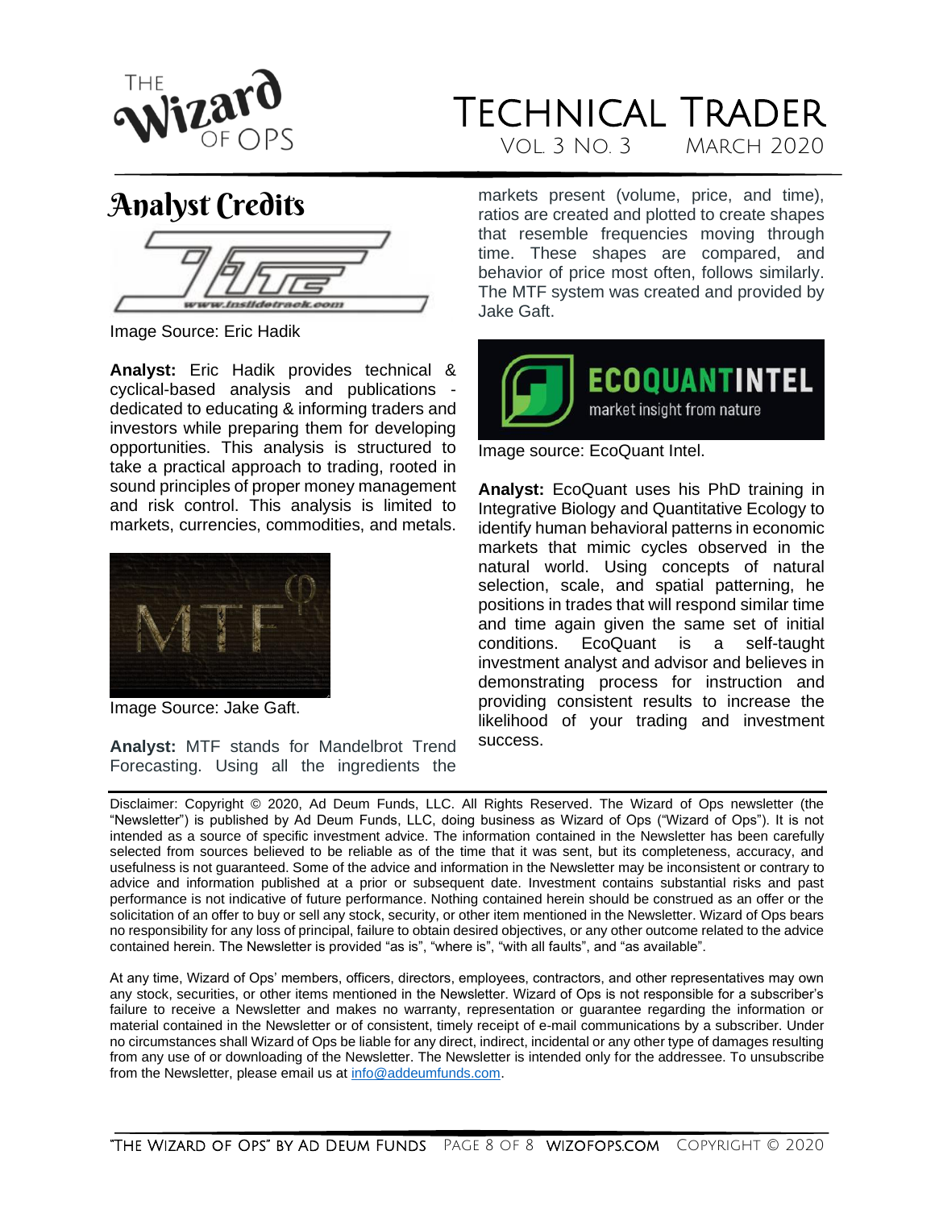# Analyst Credits

Image Source: Eric Hadik

**Analyst:** Eric Hadik provides technical & cyclical-based analysis and publications - dedicated to educating & informing traders and investors while preparing them for developing opportunities. This analysis is structured to take a practical approach to trading, rooted in sound principles of proper money management and risk control. This analysis is limited to markets, currencies, commodities, and metals.

Image Source: Jake Gaft.

**Analyst:** MTF stands for Mandelbrot Trend Forecasting. Using all the ingredients the markets present (volume, price, and time), ratios are created and plotted to create shapes that resemble frequencies moving through time. These shapes are compared, and behavior of price most often, follows similarly. The MTF system was created and provided by Jake Gaft.

Image source: EcoQuant Intel.

**Analyst:** EcoQuant uses his PhD training in Integrative Biology and Quantitative Ecology to identify human behavioral patterns in economic markets that mimic cycles observed in the natural world. Using concepts of natural selection, scale, and spatial patterning, he positions in trades that will respond similar time and time again given the same set of initial conditions. EcoQuant is a self-taught investment analyst and advisor and believes in demonstrating process for instruction and providing consistent results to increase the likelihood of your trading and investment success.

Disclaimer: Copyright © 2020, Ad Deum Funds, LLC. All Rights Reserved. The Wizard of Ops newsletter (the "Newsletter") is published by Ad Deum Funds, LLC, doing business as Wizard of Ops ("Wizard of Ops"). It is not intended as a source of specific investment advice. The information contained in the Newsletter has been carefully selected from sources believed to be reliable as of the time that it was sent, but its completeness, accuracy, and usefulness is not guaranteed. Some of the advice and information in the Newsletter may be inconsistent or contrary to advice and information published at a prior or subsequent date. Investment contains substantial risks and past performance is not indicative of future performance. Nothing contained herein should be construed as an offer or the solicitation of an offer to buy or sell any stock, security, or other item mentioned in the Newsletter. Wizard of Ops bears no responsibility for any loss of principal, failure to obtain desired objectives, or any other outcome related to the advice contained herein. The Newsletter is provided "as is", "where is", "with all faults", and "as available".

At any time, Wizard of Ops' members, officers, directors, employees, contractors, and other representatives may own any stock, securities, or other items mentioned in the Newsletter. Wizard of Ops is not responsible for a subscriber's failure to receive a Newsletter and makes no warranty, representation or guarantee regarding the information or material contained in the Newsletter or of consistent, timely receipt of e-mail communications by a subscriber. Under no circumstances shall Wizard of Ops be liable for any direct, indirect, incidental or any other type of damages resulting from any use of or downloading of the Newsletter. The Newsletter is intended only for the addressee. To unsubscribe from the Newsletter, please email us at info@addeumfunds.com.